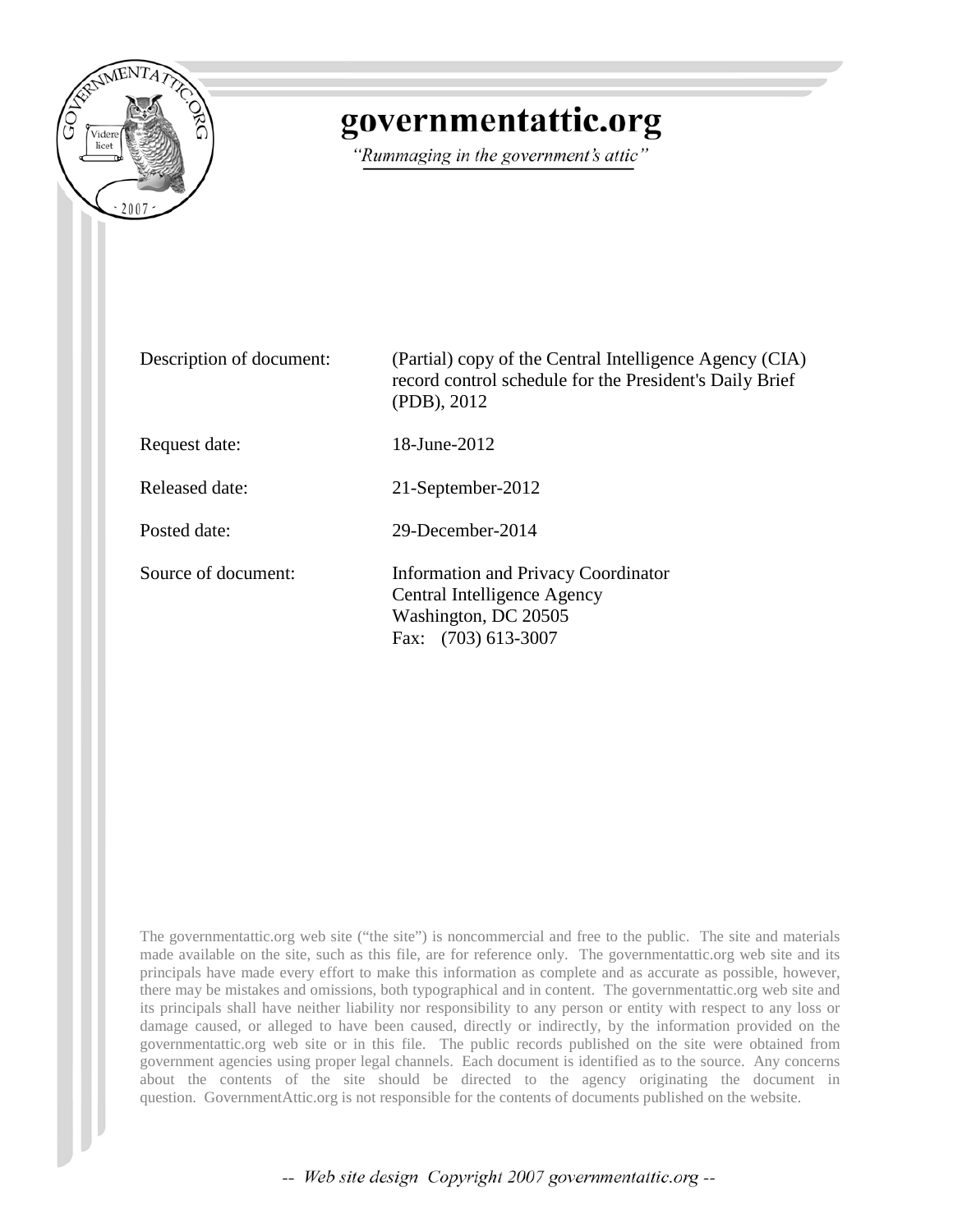# governmentattic.org

*"Rummaging in the government's attic"*

| | |
|---|---|
| Description of document: | (Partial) copy of the Central Intelligence Agency (CIA) record control schedule for the President's Daily Brief (PDB), 2012 |
| Request date: | 18-June-2012 |
| Released date: | 21-September-2012 |
| Posted date: | 29-December-2014 |
| Source of document: | Information and Privacy Coordinator<br>Central Intelligence Agency<br>Washington, DC 20505<br>Fax: (703) 613-3007 |

The governmentattic.org web site ("the site") is noncommercial and free to the public. The site and materials made available on the site, such as this file, are for reference only. The governmentattic.org web site and its principals have made every effort to make this information as complete and as accurate as possible, however, there may be mistakes and omissions, both typographical and in content. The governmentattic.org web site and its principals shall have neither liability nor responsibility to any person or entity with respect to any loss or damage caused, or alleged to have been caused, directly or indirectly, by the information provided on the governmentattic.org web site or in this file. The public records published on the site were obtained from government agencies using proper legal channels. Each document is identified as to the source. Any concerns about the contents of the site should be directed to the agency originating the document in question. GovernmentAttic.org is not responsible for the contents of documents published on the website.

-- *Web site design Copyright 2007 governmentattic.org* --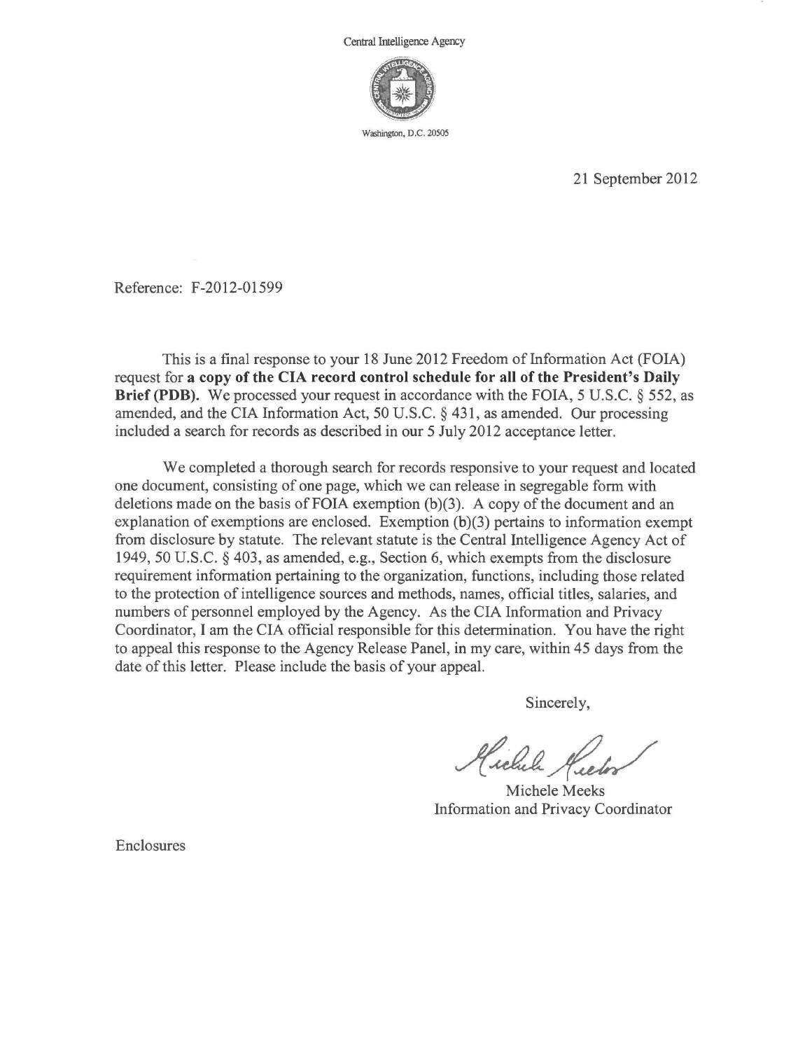Central Intelligence Agency

Washington, D.C. 20505

21 September 2012

Reference: F-2012-01599

This is a final response to your 18 June 2012 Freedom of Information Act (FOIA) request for **a copy of the CIA record control schedule for all of the President's Daily Brief (PDB).** We processed your request in accordance with the FOIA, 5 U.S.C. § 552, as amended, and the CIA Information Act, 50 U.S.C. § 431, as amended. Our processing included a search for records as described in our 5 July 2012 acceptance letter.

We completed a thorough search for records responsive to your request and located one document, consisting of one page, which we can release in segregable form with deletions made on the basis of FOIA exemption (b)(3). A copy of the document and an explanation of exemptions are enclosed. Exemption (b)(3) pertains to information exempt from disclosure by statute. The relevant statute is the Central Intelligence Agency Act of 1949, 50 U.S.C. § 403, as amended, e.g., Section 6, which exempts from the disclosure requirement information pertaining to the organization, functions, including those related to the protection of intelligence sources and methods, names, official titles, salaries, and numbers of personnel employed by the Agency. As the CIA Information and Privacy Coordinator, I am the CIA official responsible for this determination. You have the right to appeal this response to the Agency Release Panel, in my care, within 45 days from the date of this letter. Please include the basis of your appeal.

Sincerely,

Michele Meeks
Information and Privacy Coordinator

Enclosures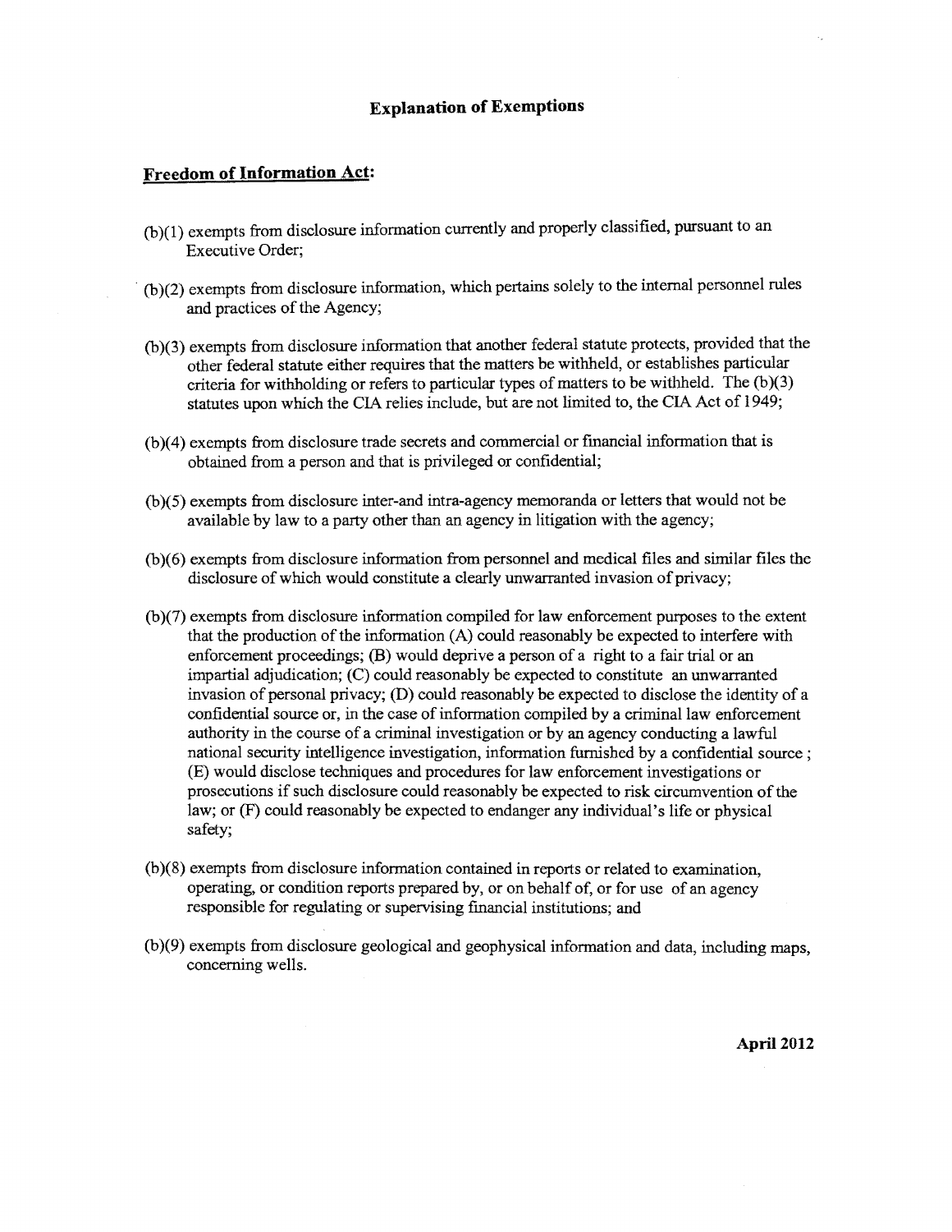# Explanation of Exemptions

## Freedom of Information Act:

(b)(1) exempts from disclosure information currently and properly classified, pursuant to an Executive Order;

(b)(2) exempts from disclosure information, which pertains solely to the internal personnel rules and practices of the Agency;

(b)(3) exempts from disclosure information that another federal statute protects, provided that the other federal statute either requires that the matters be withheld, or establishes particular criteria for withholding or refers to particular types of matters to be withheld. The (b)(3) statutes upon which the CIA relies include, but are not limited to, the CIA Act of 1949;

(b)(4) exempts from disclosure trade secrets and commercial or financial information that is obtained from a person and that is privileged or confidential;

(b)(5) exempts from disclosure inter-and intra-agency memoranda or letters that would not be available by law to a party other than an agency in litigation with the agency;

(b)(6) exempts from disclosure information from personnel and medical files and similar files the disclosure of which would constitute a clearly unwarranted invasion of privacy;

(b)(7) exempts from disclosure information compiled for law enforcement purposes to the extent that the production of the information (A) could reasonably be expected to interfere with enforcement proceedings; (B) would deprive a person of a right to a fair trial or an impartial adjudication; (C) could reasonably be expected to constitute an unwarranted invasion of personal privacy; (D) could reasonably be expected to disclose the identity of a confidential source or, in the case of information compiled by a criminal law enforcement authority in the course of a criminal investigation or by an agency conducting a lawful national security intelligence investigation, information furnished by a confidential source ; (E) would disclose techniques and procedures for law enforcement investigations or prosecutions if such disclosure could reasonably be expected to risk circumvention of the law; or (F) could reasonably be expected to endanger any individual's life or physical safety;

(b)(8) exempts from disclosure information contained in reports or related to examination, operating, or condition reports prepared by, or on behalf of, or for use of an agency responsible for regulating or supervising financial institutions; and

(b)(9) exempts from disclosure geological and geophysical information and data, including maps, concerning wells.

**April 2012**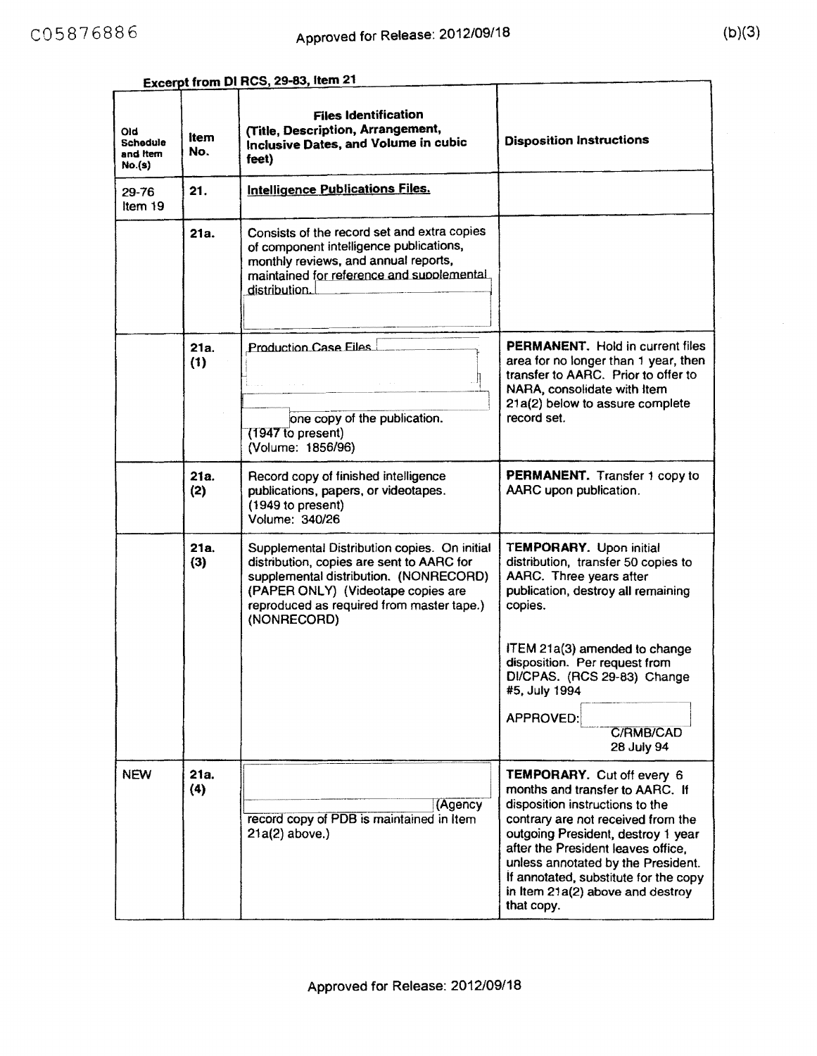Excerpt from DI RCS, 29-83, Item 21

| Old Schedule and Item No.(s) | Item No. | Files Identification (Title, Description, Arrangement, Inclusive Dates, and Volume in cubic feet) | Disposition Instructions |
|---|---|---|---|
| 29-76 Item 19 | 21. | **Intelligence Publications Files.** | |
| | 21a. | Consists of the record set and extra copies of component intelligence publications, monthly reviews, and annual reports, maintained for reference and supplemental distribution. | |
| | 21a. (1) | Production Case Files ... one copy of the publication. (1947 to present) (Volume: 1856/96) | **PERMANENT.** Hold in current files area for no longer than 1 year, then transfer to AARC. Prior to offer to NARA, consolidate with Item 21a(2) below to assure complete record set. |
| | 21a. (2) | Record copy of finished intelligence publications, papers, or videotapes. (1949 to present) Volume: 340/26 | **PERMANENT.** Transfer 1 copy to AARC upon publication. |
| | 21a. (3) | Supplemental Distribution copies. On initial distribution, copies are sent to AARC for supplemental distribution. (NONRECORD) (PAPER ONLY) (Videotape copies are reproduced as required from master tape.) (NONRECORD) | **TEMPORARY.** Upon initial distribution, transfer 50 copies to AARC. Three years after publication, destroy all remaining copies.<br><br>ITEM 21a(3) amended to change disposition. Per request from DI/CPAS. (RCS 29-83) Change #5, July 1994<br><br>APPROVED: C/RMB/CAD 28 July 94 |
| NEW | 21a. (4) | (Agency record copy of PDB is maintained in Item 21a(2) above.) | **TEMPORARY.** Cut off every 6 months and transfer to AARC. If disposition instructions to the contrary are not received from the outgoing President, destroy 1 year after the President leaves office, unless annotated by the President. If annotated, substitute for the copy in Item 21a(2) above and destroy that copy. |